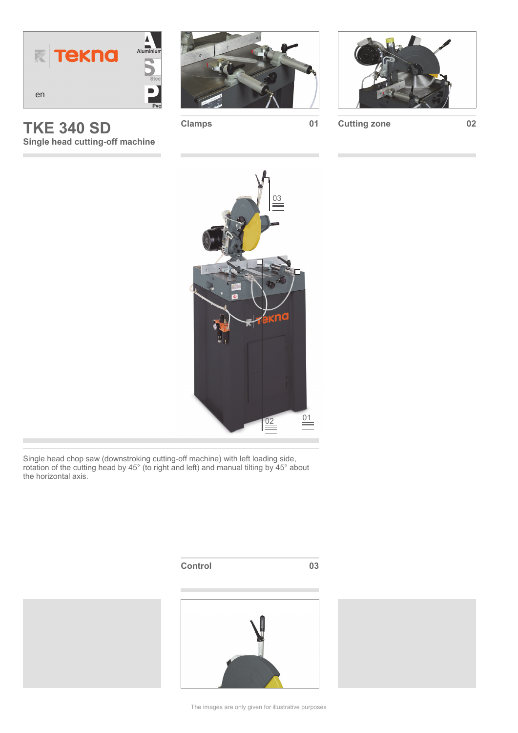en

# TKE 340 SD

**Single head cutting-off machine**

**Clamps** 01

**Cutting zone** 02

Single head chop saw (downstroking cutting-off machine) with left loading side, rotation of the cutting head by 45° (to right and left) and manual tilting by 45° about the horizontal axis.

**Control** 03

The images are only given for illustrative purposes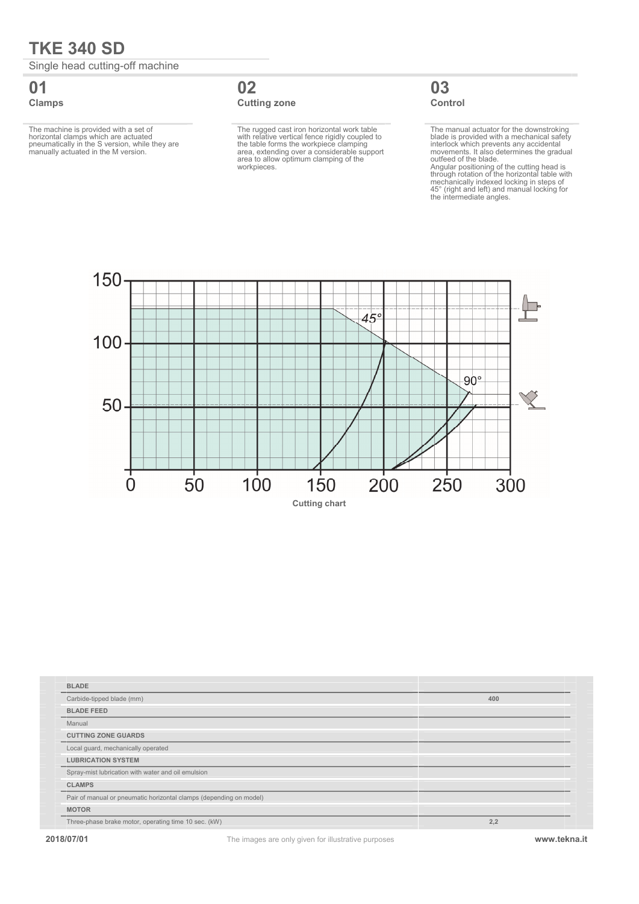# TKE 340 SD

Single head cutting-off machine

## 01
**Clamps**

The machine is provided with a set of horizontal clamps which are actuated pneumatically in the S version, while they are manually actuated in the M version.

## 02
**Cutting zone**

The rugged cast iron horizontal work table with relative vertical fence rigidly coupled to the table forms the workpiece clamping area, extending over a considerable support area to allow optimum clamping of the workpieces.

## 03
**Control**

The manual actuator for the downstroking blade is provided with a mechanical safety interlock which prevents any accidental movements. It also determines the gradual outfeed of the blade.
Angular positioning of the cutting head is through rotation of the horizontal table with mechanically indexed locking in steps of 45° (right and left) and manual locking for the intermediate angles.

150
100
50
0
50
100
150
200
250
300
45°
90°

Cutting chart

| | |
|---|---|
| **BLADE** | |
| Carbide-tipped blade (mm) | 400 |
| **BLADE FEED** | |
| Manual | |
| **CUTTING ZONE GUARDS** | |
| Local guard, mechanically operated | |
| **LUBRICATION SYSTEM** | |
| Spray-mist lubrication with water and oil emulsion | |
| **CLAMPS** | |
| Pair of manual or pneumatic horizontal clamps (depending on model) | |
| **MOTOR** | |
| Three-phase brake motor, operating time 10 sec. (kW) | 2,2 |

2018/07/01 The images are only given for illustrative purposes www.tekna.it